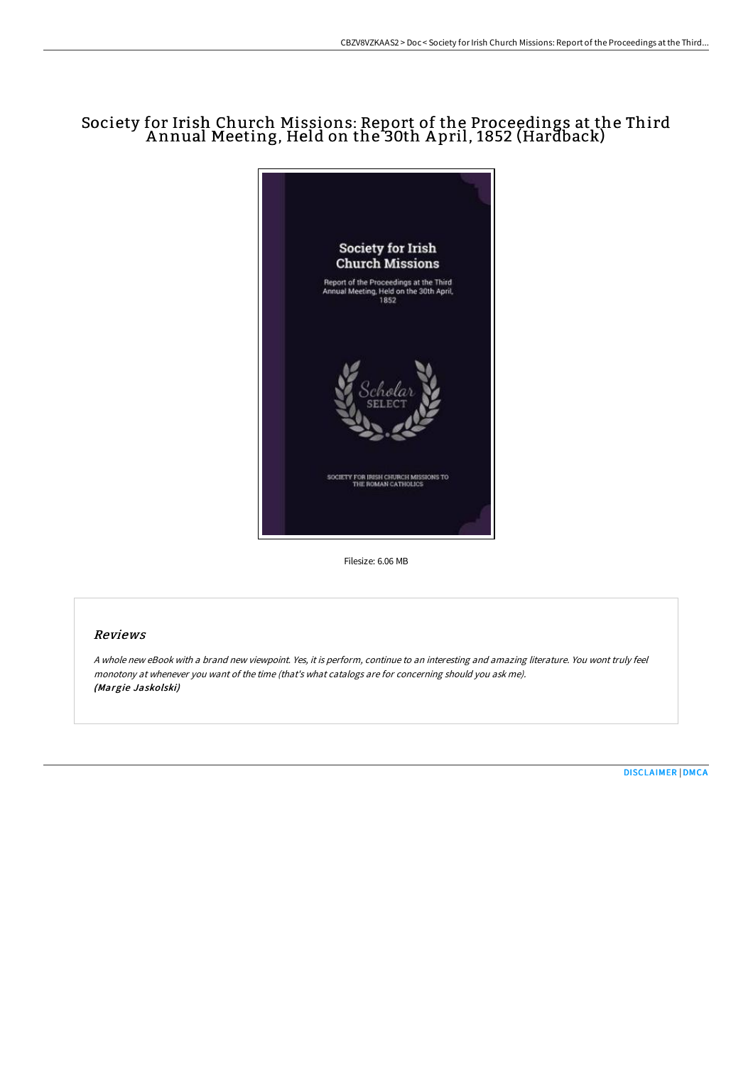# Society for Irish Church Missions: Report of the Proceedings at the Third Annual Meeting, Held on the 30th April, 1852 (Hardback)

Filesize: 6.06 MB

## Reviews

*A whole new eBook with a brand new viewpoint. Yes, it is perform, continue to an interesting and amazing literature. You wont truly feel monotony at whenever you want of the time (that's what catalogs are for concerning should you ask me).*
***(Margie Jaskolski)***

DISCLAIMER | DMCA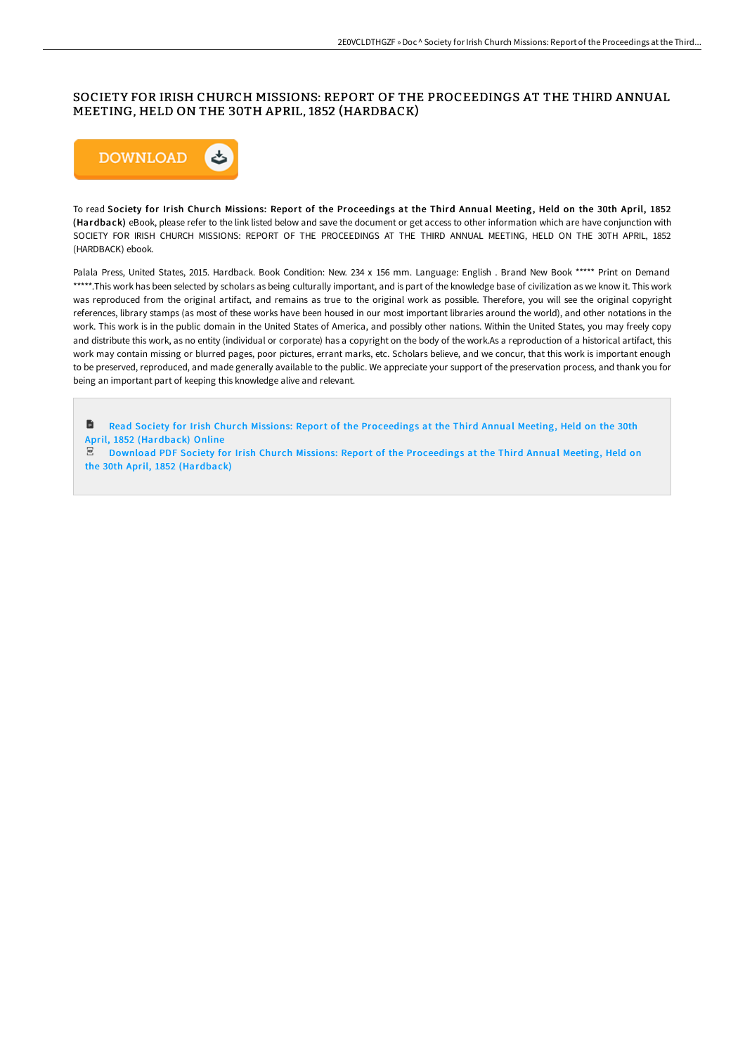# SOCIETY FOR IRISH CHURCH MISSIONS: REPORT OF THE PROCEEDINGS AT THE THIRD ANNUAL MEETING, HELD ON THE 30TH APRIL, 1852 (HARDBACK)

DOWNLOAD

To read **Society for Irish Church Missions: Report of the Proceedings at the Third Annual Meeting, Held on the 30th April, 1852 (Hardback)** eBook, please refer to the link listed below and save the document or get access to other information which are have conjunction with SOCIETY FOR IRISH CHURCH MISSIONS: REPORT OF THE PROCEEDINGS AT THE THIRD ANNUAL MEETING, HELD ON THE 30TH APRIL, 1852 (HARDBACK) ebook.

Palala Press, United States, 2015. Hardback. Book Condition: New. 234 x 156 mm. Language: English . Brand New Book ***** Print on Demand *****.This work has been selected by scholars as being culturally important, and is part of the knowledge base of civilization as we know it. This work was reproduced from the original artifact, and remains as true to the original work as possible. Therefore, you will see the original copyright references, library stamps (as most of these works have been housed in our most important libraries around the world), and other notations in the work. This work is in the public domain in the United States of America, and possibly other nations. Within the United States, you may freely copy and distribute this work, as no entity (individual or corporate) has a copyright on the body of the work.As a reproduction of a historical artifact, this work may contain missing or blurred pages, poor pictures, errant marks, etc. Scholars believe, and we concur, that this work is important enough to be preserved, reproduced, and made generally available to the public. We appreciate your support of the preservation process, and thank you for being an important part of keeping this knowledge alive and relevant.

- Read Society for Irish Church Missions: Report of the Proceedings at the Third Annual Meeting, Held on the 30th April, 1852 (Hardback) Online
- Download PDF Society for Irish Church Missions: Report of the Proceedings at the Third Annual Meeting, Held on the 30th April, 1852 (Hardback)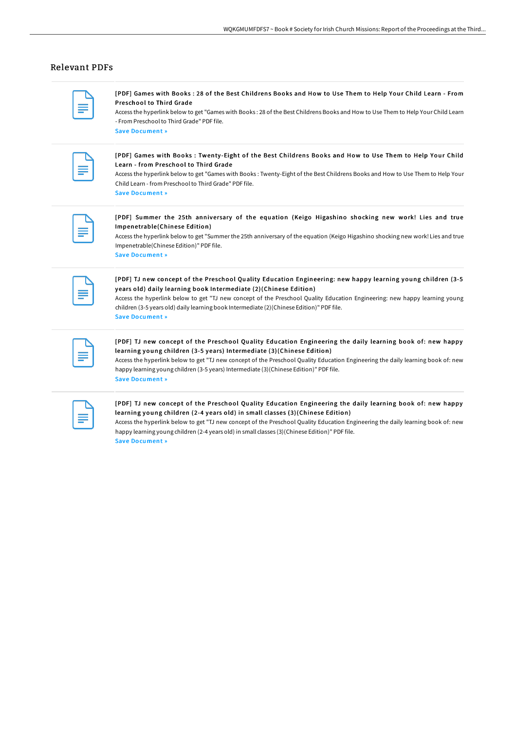## Relevant PDFs

**[PDF] Games with Books : 28 of the Best Childrens Books and How to Use Them to Help Your Child Learn - From Preschool to Third Grade**

Access the hyperlink below to get "Games with Books : 28 of the Best Childrens Books and How to Use Them to Help Your Child Learn - From Preschool to Third Grade" PDF file.

Save Document »

**[PDF] Games with Books : Twenty-Eight of the Best Childrens Books and How to Use Them to Help Your Child Learn - from Preschool to Third Grade**

Access the hyperlink below to get "Games with Books : Twenty-Eight of the Best Childrens Books and How to Use Them to Help Your Child Learn - from Preschool to Third Grade" PDF file.

Save Document »

**[PDF] Summer the 25th anniversary of the equation (Keigo Higashino shocking new work! Lies and true Impenetrable(Chinese Edition)**

Access the hyperlink below to get "Summer the 25th anniversary of the equation (Keigo Higashino shocking new work! Lies and true Impenetrable(Chinese Edition)" PDF file.

Save Document »

**[PDF] TJ new concept of the Preschool Quality Education Engineering: new happy learning young children (3-5 years old) daily learning book Intermediate (2)(Chinese Edition)**

Access the hyperlink below to get "TJ new concept of the Preschool Quality Education Engineering: new happy learning young children (3-5 years old) daily learning book Intermediate (2)(Chinese Edition)" PDF file.

Save Document »

**[PDF] TJ new concept of the Preschool Quality Education Engineering the daily learning book of: new happy learning young children (3-5 years) Intermediate (3)(Chinese Edition)**

Access the hyperlink below to get "TJ new concept of the Preschool Quality Education Engineering the daily learning book of: new happy learning young children (3-5 years) Intermediate (3)(Chinese Edition)" PDF file.

Save Document »

**[PDF] TJ new concept of the Preschool Quality Education Engineering the daily learning book of: new happy learning young children (2-4 years old) in small classes (3)(Chinese Edition)**

Access the hyperlink below to get "TJ new concept of the Preschool Quality Education Engineering the daily learning book of: new happy learning young children (2-4 years old) in small classes (3)(Chinese Edition)" PDF file.

Save Document »